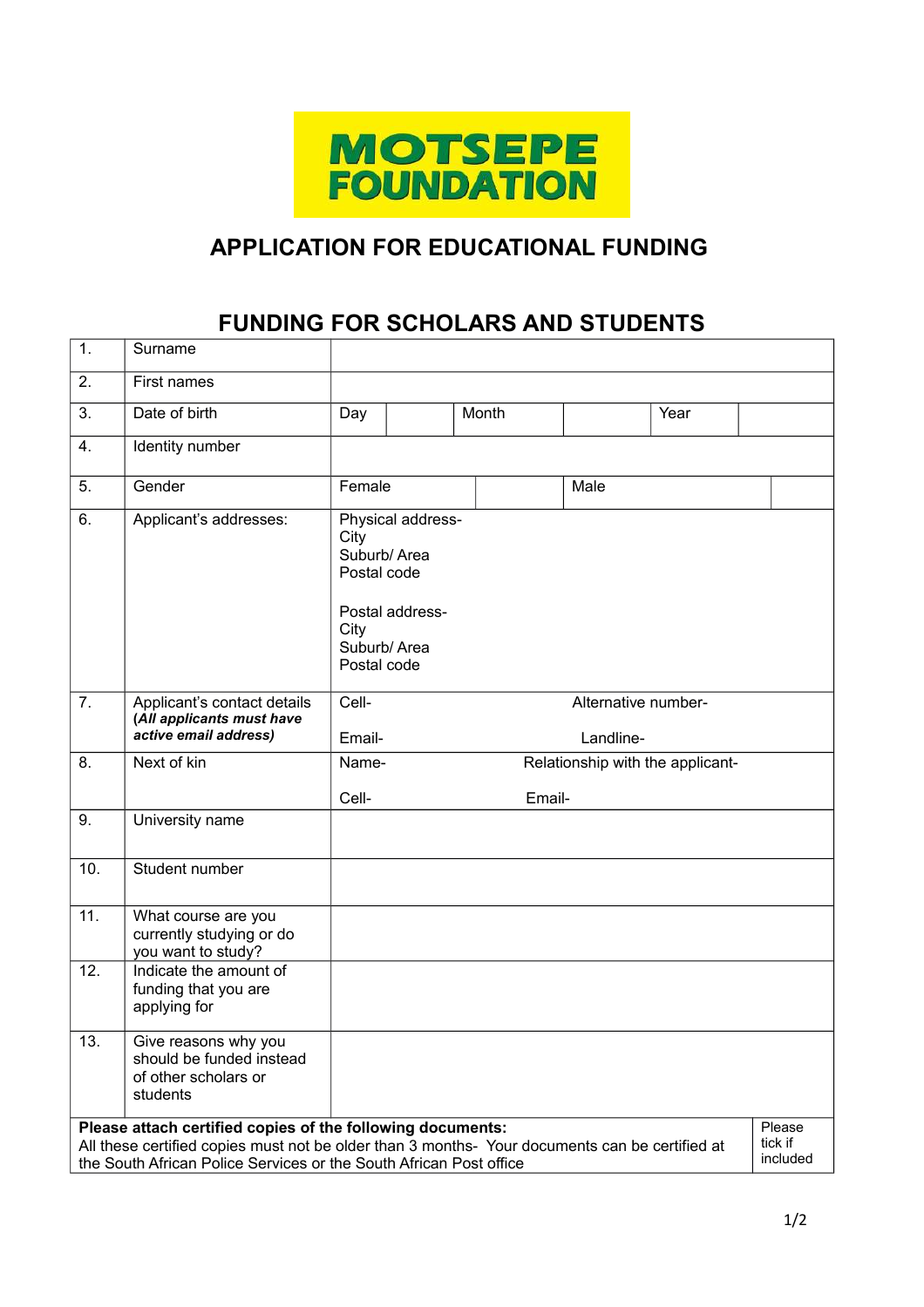MOTSEPE FOUNDATION

# APPLICATION FOR EDUCATIONAL FUNDING

## FUNDING FOR SCHOLARS AND STUDENTS

| | | | | | | | |
|---|---|---|---|---|---|---|---|
| 1. | Surname | | | | | | |
| 2. | First names | | | | | | |
| 3. | Date of birth | Day | | Month | | Year | |
| 4. | Identity number | | | | | | |
| 5. | Gender | Female | | Male | | | |
| 6. | Applicant's addresses: | Physical address-<br>City<br>Suburb/ Area<br>Postal code<br><br>Postal address-<br>City<br>Suburb/ Area<br>Postal code | | | | | |
| 7. | Applicant's contact details<br>***(All applicants must have active email address)*** | Cell-<br><br>Email- | | Alternative number-<br><br>Landline- | | | |
| 8. | Next of kin | Name-<br><br>Cell- | | Relationship with the applicant-<br><br>Email- | | | |
| 9. | University name | | | | | | |
| 10. | Student number | | | | | | |
| 11. | What course are you currently studying or do you want to study? | | | | | | |
| 12. | Indicate the amount of funding that you are applying for | | | | | | |
| 13. | Give reasons why you should be funded instead of other scholars or students | | | | | | |

| | |
|---|---|
| **Please attach certified copies of the following documents:**<br>All these certified copies must not be older than 3 months- Your documents can be certified at the South African Police Services or the South African Post office | Please tick if included |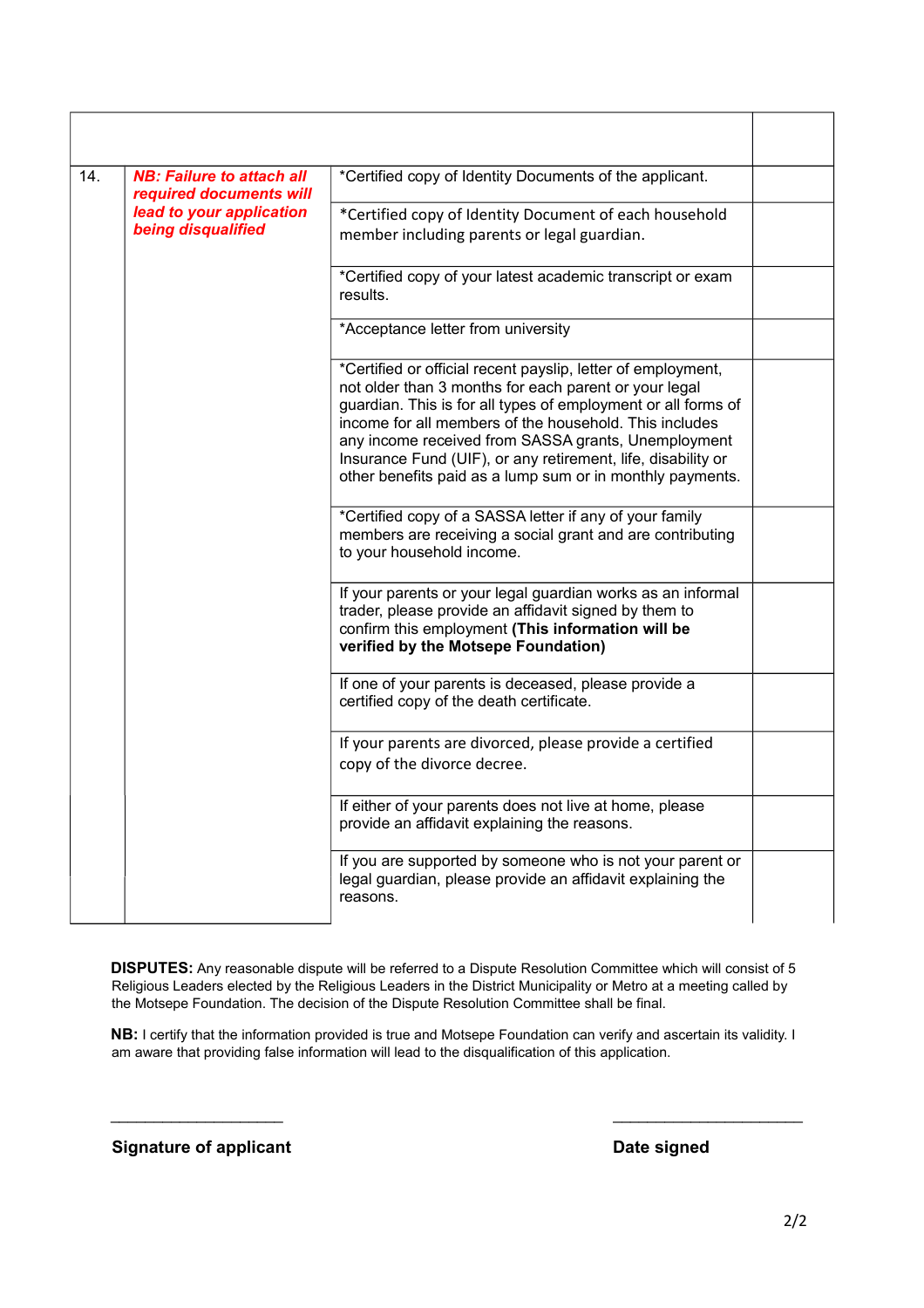| | | | |
|---|---|---|---|
| | | | |
| 14. | ***NB: Failure to attach all required documents will lead to your application being disqualified*** | *Certified copy of Identity Documents of the applicant. | |
| | | *Certified copy of Identity Document of each household member including parents or legal guardian. | |
| | | *Certified copy of your latest academic transcript or exam results. | |
| | | *Acceptance letter from university | |
| | | *Certified or official recent payslip, letter of employment, not older than 3 months for each parent or your legal guardian. This is for all types of employment or all forms of income for all members of the household. This includes any income received from SASSA grants, Unemployment Insurance Fund (UIF), or any retirement, life, disability or other benefits paid as a lump sum or in monthly payments. | |
| | | *Certified copy of a SASSA letter if any of your family members are receiving a social grant and are contributing to your household income. | |
| | | If your parents or your legal guardian works as an informal trader, please provide an affidavit signed by them to confirm this employment **(This information will be verified by the Motsepe Foundation)** | |
| | | If one of your parents is deceased, please provide a certified copy of the death certificate. | |
| | | If your parents are divorced, please provide a certified copy of the divorce decree. | |
| | | If either of your parents does not live at home, please provide an affidavit explaining the reasons. | |
| | | If you are supported by someone who is not your parent or legal guardian, please provide an affidavit explaining the reasons. | |

**DISPUTES:** Any reasonable dispute will be referred to a Dispute Resolution Committee which will consist of 5 Religious Leaders elected by the Religious Leaders in the District Municipality or Metro at a meeting called by the Motsepe Foundation. The decision of the Dispute Resolution Committee shall be final.

**NB:** I certify that the information provided is true and Motsepe Foundation can verify and ascertain its validity. I am aware that providing false information will lead to the disqualification of this application.

____________________ ____________________

**Signature of applicant** **Date signed**